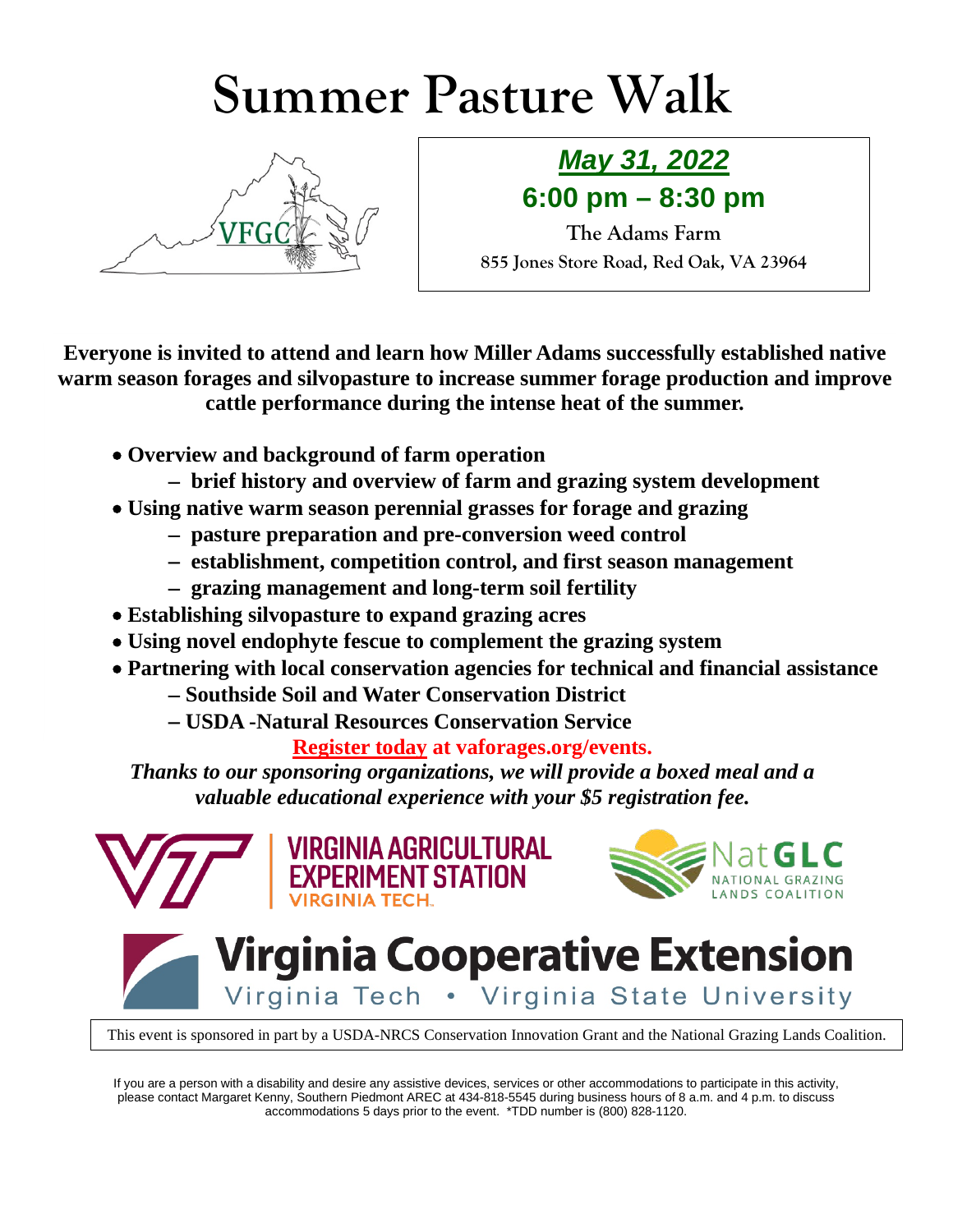# Summer Pasture Walk

VFGC

***May 31, 2022***

**6:00 pm – 8:30 pm**

The Adams Farm

855 Jones Store Road, Red Oak, VA 23964

**Everyone is invited to attend and learn how Miller Adams successfully established native warm season forages and silvopasture to increase summer forage production and improve cattle performance during the intense heat of the summer.**

- **Overview and background of farm operation**
  - **brief history and overview of farm and grazing system development**
- **Using native warm season perennial grasses for forage and grazing**
  - **pasture preparation and pre-conversion weed control**
  - **establishment, competition control, and first season management**
  - **grazing management and long-term soil fertility**
- **Establishing silvopasture to expand grazing acres**
- **Using novel endophyte fescue to complement the grazing system**
- **Partnering with local conservation agencies for technical and financial assistance**
  - **Southside Soil and Water Conservation District**
  - **USDA -Natural Resources Conservation Service**

**Register today at vaforages.org/events.**

***Thanks to our sponsoring organizations, we will provide a boxed meal and a valuable educational experience with your $5 registration fee.***

VIRGINIA AGRICULTURAL EXPERIMENT STATION VIRGINIA TECH.

NatGLC NATIONAL GRAZING LANDS COALITION

Virginia Cooperative Extension
Virginia Tech • Virginia State University

This event is sponsored in part by a USDA-NRCS Conservation Innovation Grant and the National Grazing Lands Coalition.

If you are a person with a disability and desire any assistive devices, services or other accommodations to participate in this activity, please contact Margaret Kenny, Southern Piedmont AREC at 434-818-5545 during business hours of 8 a.m. and 4 p.m. to discuss accommodations 5 days prior to the event. *TDD number is (800) 828-1120.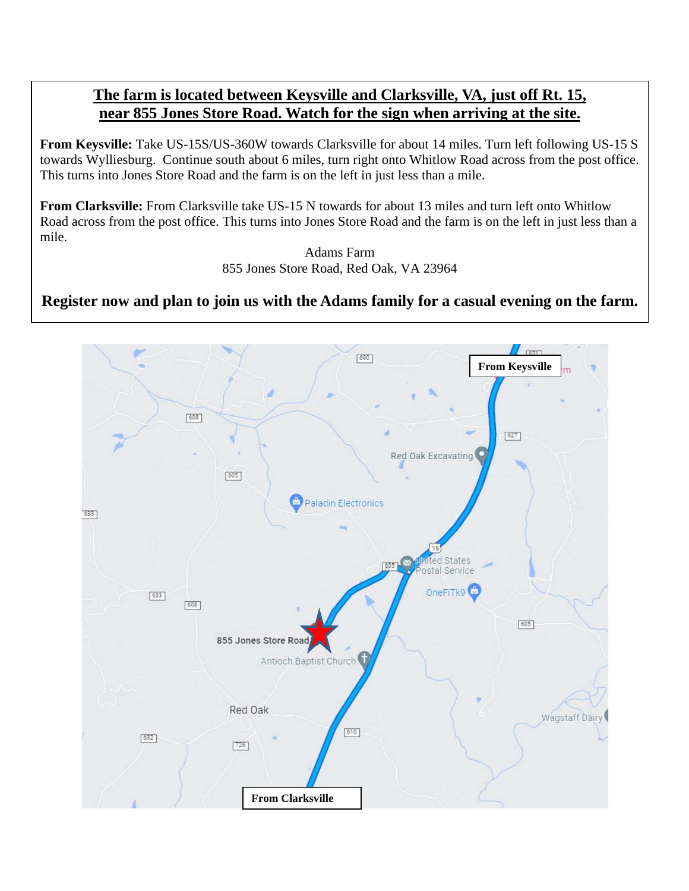**The farm is located between Keysville and Clarksville, VA, just off Rt. 15, near 855 Jones Store Road. Watch for the sign when arriving at the site.**

**From Keysville:** Take US-15S/US-360W towards Clarksville for about 14 miles. Turn left following US-15 S towards Wylliesburg. Continue south about 6 miles, turn right onto Whitlow Road across from the post office. This turns into Jones Store Road and the farm is on the left in just less than a mile.

**From Clarksville:** From Clarksville take US-15 N towards for about 13 miles and turn left onto Whitlow Road across from the post office. This turns into Jones Store Road and the farm is on the left in just less than a mile.

Adams Farm
855 Jones Store Road, Red Oak, VA 23964

**Register now and plan to join us with the Adams family for a casual evening on the farm.**

From Keysville

690

631

608

627

Red Oak Excavating

605

Paladin Electronics

633

15

605

United States Postal Service

OneFiTk9

633

608

605

855 Jones Store Road

Antioch Baptist Church

Red Oak

Wagstaff Dairy

610

632

726

From Clarksville